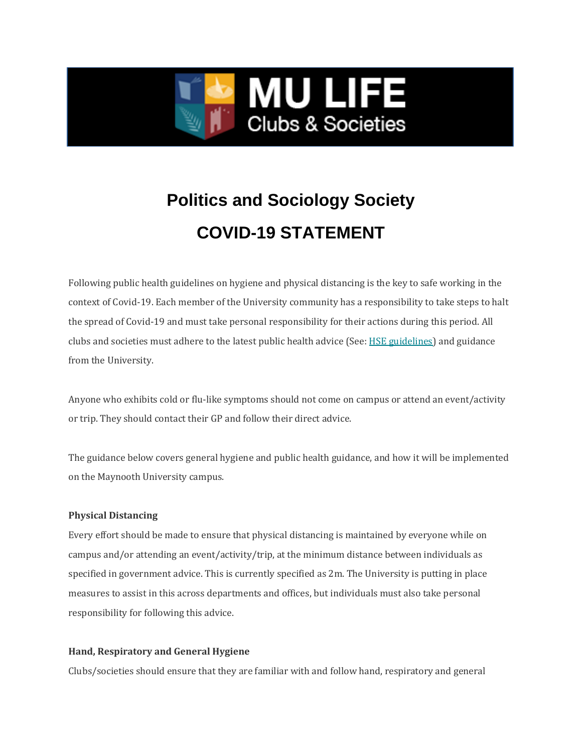MU LIFE
Clubs & Societies

# Politics and Sociology Society

# COVID-19 STATEMENT

Following public health guidelines on hygiene and physical distancing is the key to safe working in the context of Covid-19. Each member of the University community has a responsibility to take steps to halt the spread of Covid-19 and must take personal responsibility for their actions during this period. All clubs and societies must adhere to the latest public health advice (See: HSE guidelines) and guidance from the University.

Anyone who exhibits cold or flu-like symptoms should not come on campus or attend an event/activity or trip. They should contact their GP and follow their direct advice.

The guidance below covers general hygiene and public health guidance, and how it will be implemented on the Maynooth University campus.

**Physical Distancing**

Every effort should be made to ensure that physical distancing is maintained by everyone while on campus and/or attending an event/activity/trip, at the minimum distance between individuals as specified in government advice. This is currently specified as 2m. The University is putting in place measures to assist in this across departments and offices, but individuals must also take personal responsibility for following this advice.

**Hand, Respiratory and General Hygiene**

Clubs/societies should ensure that they are familiar with and follow hand, respiratory and general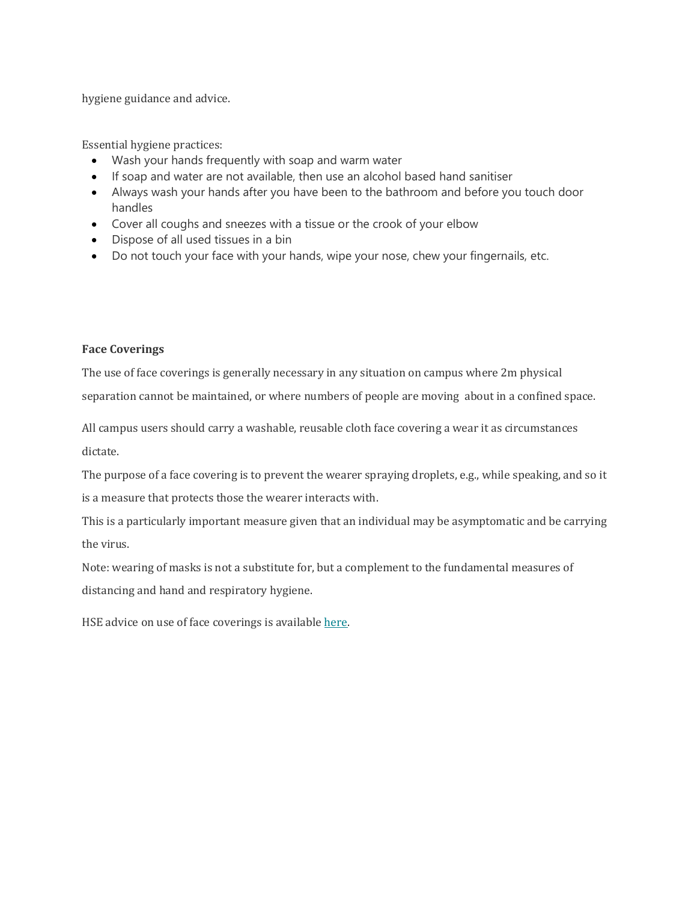hygiene guidance and advice.

Essential hygiene practices:

- Wash your hands frequently with soap and warm water
- If soap and water are not available, then use an alcohol based hand sanitiser
- Always wash your hands after you have been to the bathroom and before you touch door handles
- Cover all coughs and sneezes with a tissue or the crook of your elbow
- Dispose of all used tissues in a bin
- Do not touch your face with your hands, wipe your nose, chew your fingernails, etc.

**Face Coverings**

The use of face coverings is generally necessary in any situation on campus where 2m physical separation cannot be maintained, or where numbers of people are moving about in a confined space.

All campus users should carry a washable, reusable cloth face covering a wear it as circumstances dictate.

The purpose of a face covering is to prevent the wearer spraying droplets, e.g., while speaking, and so it is a measure that protects those the wearer interacts with.

This is a particularly important measure given that an individual may be asymptomatic and be carrying the virus.

Note: wearing of masks is not a substitute for, but a complement to the fundamental measures of distancing and hand and respiratory hygiene.

HSE advice on use of face coverings is available here.